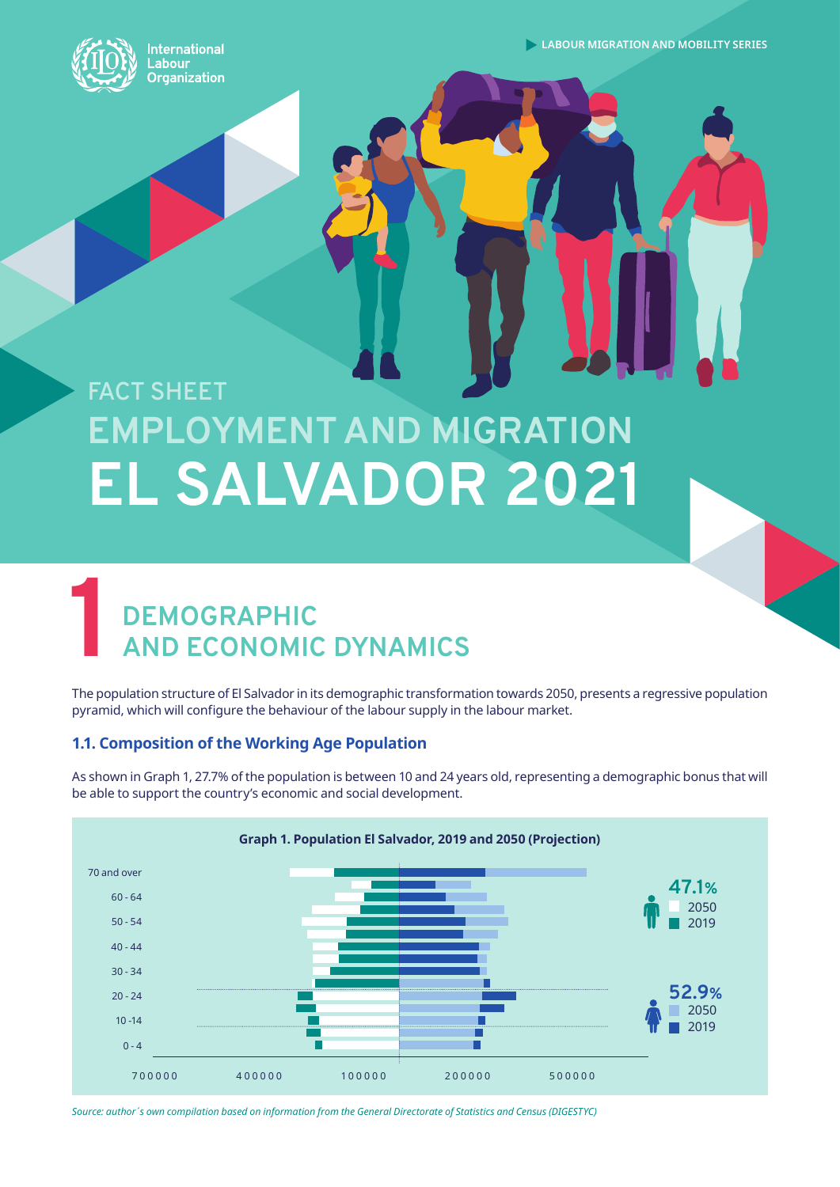LABOUR MIGRATION AND MOBILITY SERIES

International Labour Organization

FACT SHEET

# EMPLOYMENT AND MIGRATION EL SALVADOR 2021

## 1 DEMOGRAPHIC AND ECONOMIC DYNAMICS

The population structure of El Salvador in its demographic transformation towards 2050, presents a regressive population pyramid, which will configure the behaviour of the labour supply in the labour market.

### 1.1. Composition of the Working Age Population

As shown in Graph 1, 27.7% of the population is between 10 and 24 years old, representing a demographic bonus that will be able to support the country's economic and social development.

**Graph 1. Population El Salvador, 2019 and 2050 (Projection)**

Age groups: 70 and over; 60 - 64; 50 - 54; 40 - 44; 30 - 34; 20 - 24; 10 -14; 0 - 4

Men: 47.1% (2050, 2019)

Women: 52.9% (2050, 2019)

Axis: 700000, 400000, 100000, 200000, 500000

*Source: author´s own compilation based on information from the General Directorate of Statistics and Census (DIGESTYC)*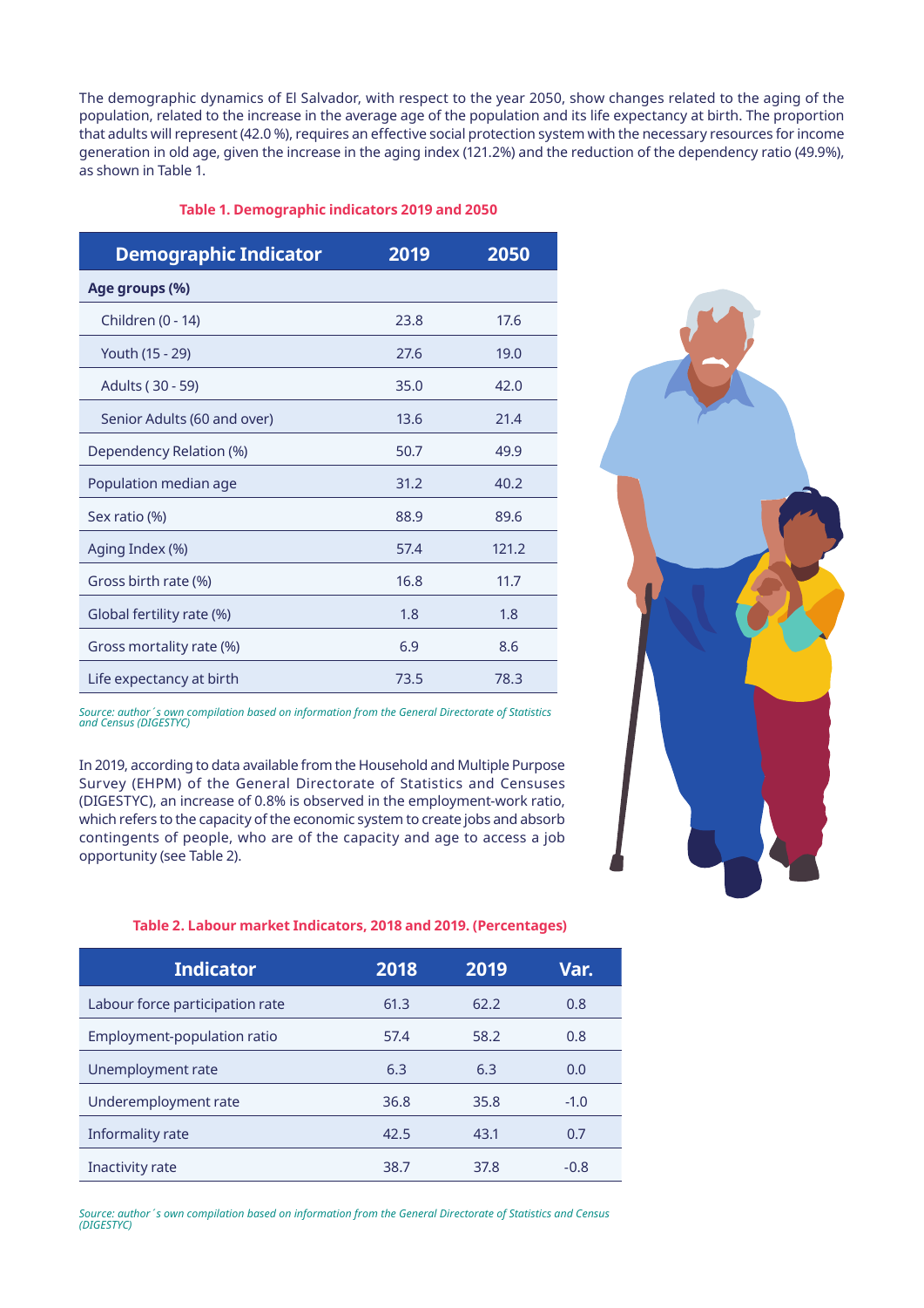The demographic dynamics of El Salvador, with respect to the year 2050, show changes related to the aging of the population, related to the increase in the average age of the population and its life expectancy at birth. The proportion that adults will represent (42.0 %), requires an effective social protection system with the necessary resources for income generation in old age, given the increase in the aging index (121.2%) and the reduction of the dependency ratio (49.9%), as shown in Table 1.

**Table 1. Demographic indicators 2019 and 2050**

| Demographic Indicator | 2019 | 2050 |
|---|---|---|
| **Age groups (%)** | | |
| Children (0 - 14) | 23.8 | 17.6 |
| Youth (15 - 29) | 27.6 | 19.0 |
| Adults ( 30 - 59) | 35.0 | 42.0 |
| Senior Adults (60 and over) | 13.6 | 21.4 |
| Dependency Relation (%) | 50.7 | 49.9 |
| Population median age | 31.2 | 40.2 |
| Sex ratio (%) | 88.9 | 89.6 |
| Aging Index (%) | 57.4 | 121.2 |
| Gross birth rate (%) | 16.8 | 11.7 |
| Global fertility rate (%) | 1.8 | 1.8 |
| Gross mortality rate (%) | 6.9 | 8.6 |
| Life expectancy at birth | 73.5 | 78.3 |

*Source: author´s own compilation based on information from the General Directorate of Statistics and Census (DIGESTYC)*

In 2019, according to data available from the Household and Multiple Purpose Survey (EHPM) of the General Directorate of Statistics and Censuses (DIGESTYC), an increase of 0.8% is observed in the employment-work ratio, which refers to the capacity of the economic system to create jobs and absorb contingents of people, who are of the capacity and age to access a job opportunity (see Table 2).

**Table 2. Labour market Indicators, 2018 and 2019. (Percentages)**

| Indicator | 2018 | 2019 | Var. |
|---|---|---|---|
| Labour force participation rate | 61.3 | 62.2 | 0.8 |
| Employment-population ratio | 57.4 | 58.2 | 0.8 |
| Unemployment rate | 6.3 | 6.3 | 0.0 |
| Underemployment rate | 36.8 | 35.8 | -1.0 |
| Informality rate | 42.5 | 43.1 | 0.7 |
| Inactivity rate | 38.7 | 37.8 | -0.8 |

*Source: author´s own compilation based on information from the General Directorate of Statistics and Census (DIGESTYC)*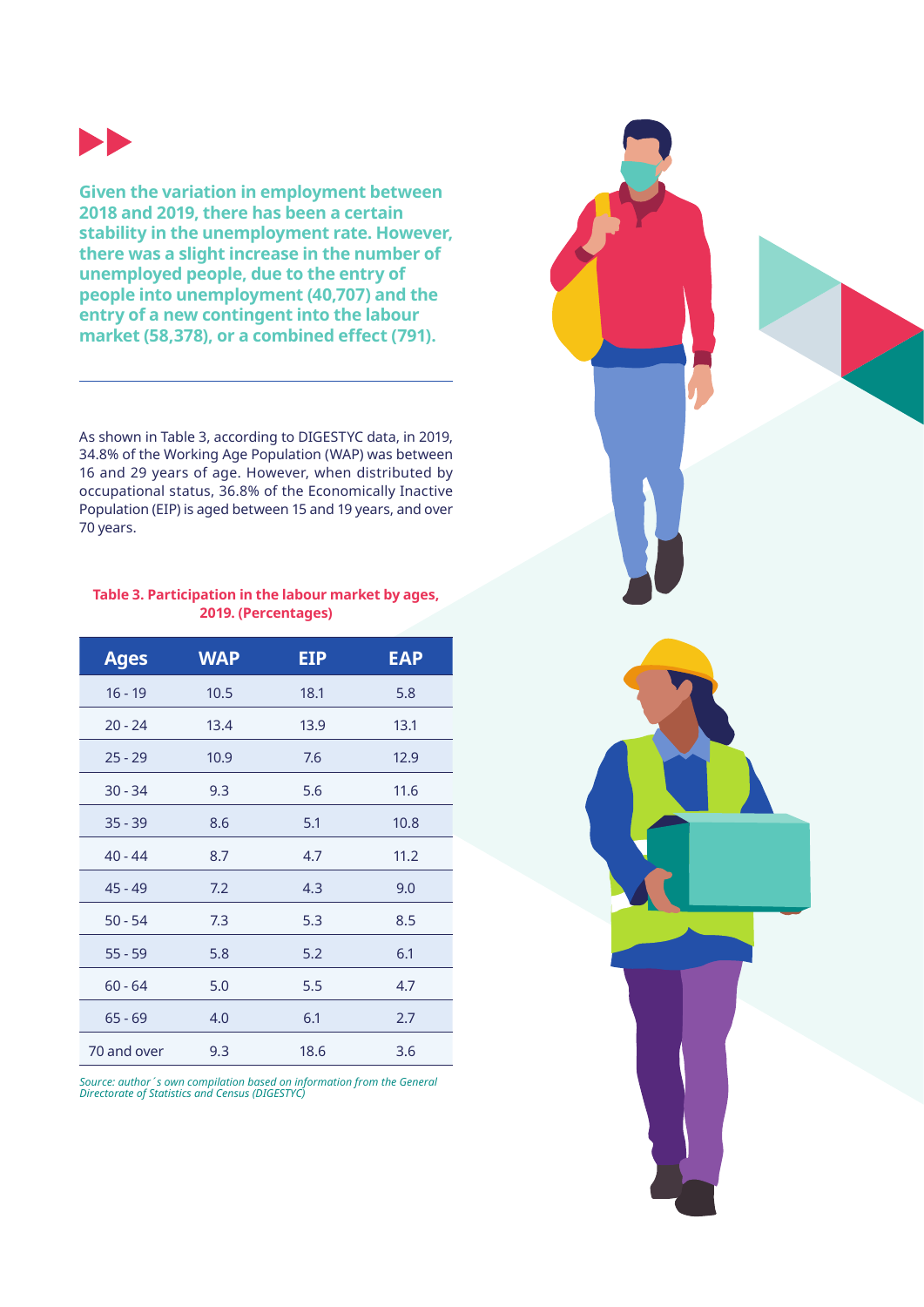**Given the variation in employment between 2018 and 2019, there has been a certain stability in the unemployment rate. However, there was a slight increase in the number of unemployed people, due to the entry of people into unemployment (40,707) and the entry of a new contingent into the labour market (58,378), or a combined effect (791).**

---

As shown in Table 3, according to DIGESTYC data, in 2019, 34.8% of the Working Age Population (WAP) was between 16 and 29 years of age. However, when distributed by occupational status, 36.8% of the Economically Inactive Population (EIP) is aged between 15 and 19 years, and over 70 years.

**Table 3. Participation in the labour market by ages, 2019. (Percentages)**

| Ages | WAP | EIP | EAP |
|---|---|---|---|
| 16 - 19 | 10.5 | 18.1 | 5.8 |
| 20 - 24 | 13.4 | 13.9 | 13.1 |
| 25 - 29 | 10.9 | 7.6 | 12.9 |
| 30 - 34 | 9.3 | 5.6 | 11.6 |
| 35 - 39 | 8.6 | 5.1 | 10.8 |
| 40 - 44 | 8.7 | 4.7 | 11.2 |
| 45 - 49 | 7.2 | 4.3 | 9.0 |
| 50 - 54 | 7.3 | 5.3 | 8.5 |
| 55 - 59 | 5.8 | 5.2 | 6.1 |
| 60 - 64 | 5.0 | 5.5 | 4.7 |
| 65 - 69 | 4.0 | 6.1 | 2.7 |
| 70 and over | 9.3 | 18.6 | 3.6 |

*Source: author´s own compilation based on information from the General Directorate of Statistics and Census (DIGESTYC)*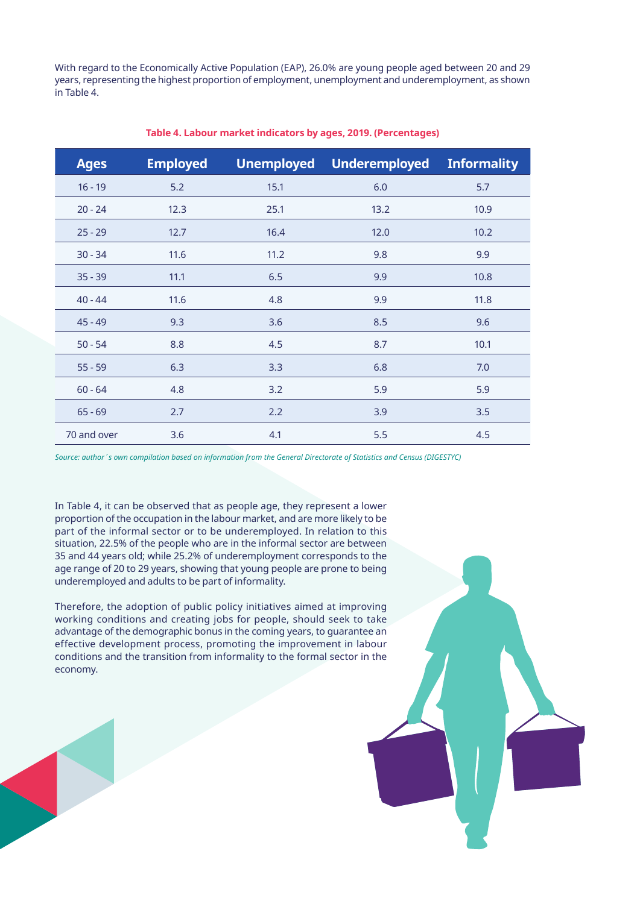With regard to the Economically Active Population (EAP), 26.0% are young people aged between 20 and 29 years, representing the highest proportion of employment, unemployment and underemployment, as shown in Table 4.

**Table 4. Labour market indicators by ages, 2019. (Percentages)**

| Ages | Employed | Unemployed | Underemployed | Informality |
|---|---|---|---|---|
| 16 - 19 | 5.2 | 15.1 | 6.0 | 5.7 |
| 20 - 24 | 12.3 | 25.1 | 13.2 | 10.9 |
| 25 - 29 | 12.7 | 16.4 | 12.0 | 10.2 |
| 30 - 34 | 11.6 | 11.2 | 9.8 | 9.9 |
| 35 - 39 | 11.1 | 6.5 | 9.9 | 10.8 |
| 40 - 44 | 11.6 | 4.8 | 9.9 | 11.8 |
| 45 - 49 | 9.3 | 3.6 | 8.5 | 9.6 |
| 50 - 54 | 8.8 | 4.5 | 8.7 | 10.1 |
| 55 - 59 | 6.3 | 3.3 | 6.8 | 7.0 |
| 60 - 64 | 4.8 | 3.2 | 5.9 | 5.9 |
| 65 - 69 | 2.7 | 2.2 | 3.9 | 3.5 |
| 70 and over | 3.6 | 4.1 | 5.5 | 4.5 |

*Source: author´s own compilation based on information from the General Directorate of Statistics and Census (DIGESTYC)*

In Table 4, it can be observed that as people age, they represent a lower proportion of the occupation in the labour market, and are more likely to be part of the informal sector or to be underemployed. In relation to this situation, 22.5% of the people who are in the informal sector are between 35 and 44 years old; while 25.2% of underemployment corresponds to the age range of 20 to 29 years, showing that young people are prone to being underemployed and adults to be part of informality.

Therefore, the adoption of public policy initiatives aimed at improving working conditions and creating jobs for people, should seek to take advantage of the demographic bonus in the coming years, to guarantee an effective development process, promoting the improvement in labour conditions and the transition from informality to the formal sector in the economy.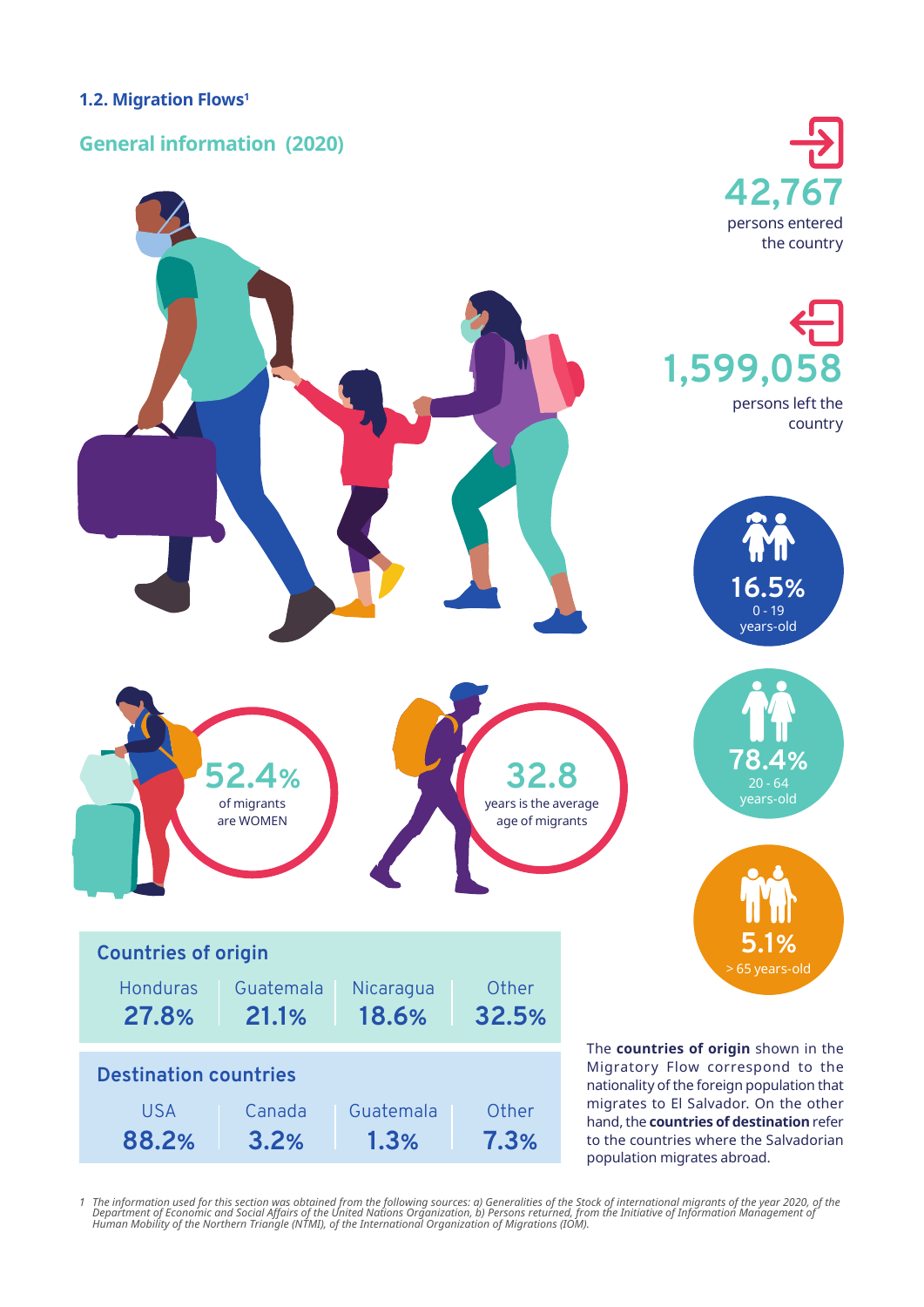## 1.2. Migration Flows[1]

### General information (2020)

**42,767** persons entered the country

**1,599,058** persons left the country

**16.5%** 0 - 19 years-old

**78.4%** 20 - 64 years-old

**5.1%** > 65 years-old

**52.4%** of migrants are WOMEN

**32.8** years is the average age of migrants

**Countries of origin**

| Honduras | Guatemala | Nicaragua | Other |
|---|---|---|---|
| 27.8% | 21.1% | 18.6% | 32.5% |

**Destination countries**

| USA | Canada | Guatemala | Other |
|---|---|---|---|
| 88.2% | 3.2% | 1.3% | 7.3% |

The **countries of origin** shown in the Migratory Flow correspond to the nationality of the foreign population that migrates to El Salvador. On the other hand, the **countries of destination** refer to the countries where the Salvadorian population migrates abroad.

*1 The information used for this section was obtained from the following sources: a) Generalities of the Stock of international migrants of the year 2020, of the Department of Economic and Social Affairs of the United Nations Organization, b) Persons returned, from the Initiative of Information Management of Human Mobility of the Northern Triangle (NTMI), of the International Organization of Migrations (IOM).*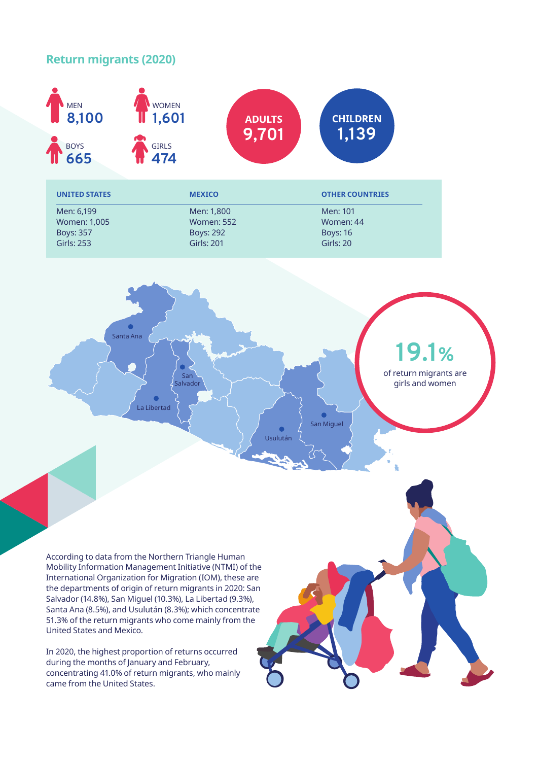## Return migrants (2020)

MEN **8,100**

WOMEN **1,601**

BOYS **665**

GIRLS **474**

**ADULTS 9,701**

**CHILDREN 1,139**

| UNITED STATES | MEXICO | OTHER COUNTRIES |
|---|---|---|
| Men: 6,199 | Men: 1,800 | Men: 101 |
| Women: 1,005 | Women: 552 | Women: 44 |
| Boys: 357 | Boys: 292 | Boys: 16 |
| Girls: 253 | Girls: 201 | Girls: 20 |

Santa Ana

San Salvador

La Libertad

Usulután

San Miguel

**19.1%** of return migrants are girls and women

According to data from the Northern Triangle Human Mobility Information Management Initiative (NTMI) of the International Organization for Migration (IOM), these are the departments of origin of return migrants in 2020: San Salvador (14.8%), San Miguel (10.3%), La Libertad (9.3%), Santa Ana (8.5%), and Usulután (8.3%); which concentrate 51.3% of the return migrants who come mainly from the United States and Mexico.

In 2020, the highest proportion of returns occurred during the months of January and February, concentrating 41.0% of return migrants, who mainly came from the United States.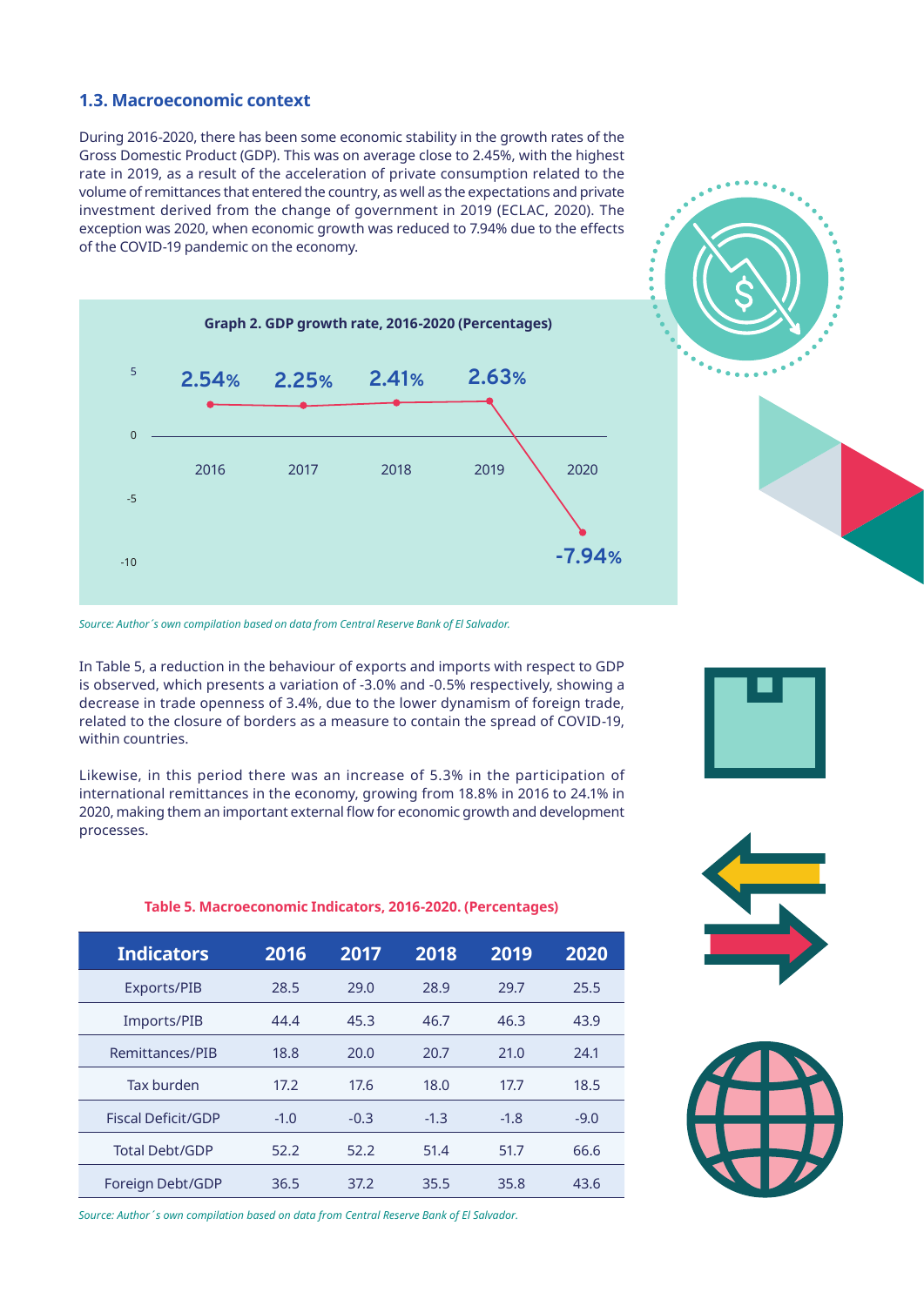### 1.3. Macroeconomic context

During 2016-2020, there has been some economic stability in the growth rates of the Gross Domestic Product (GDP). This was on average close to 2.45%, with the highest rate in 2019, as a result of the acceleration of private consumption related to the volume of remittances that entered the country, as well as the expectations and private investment derived from the change of government in 2019 (ECLAC, 2020). The exception was 2020, when economic growth was reduced to 7.94% due to the effects of the COVID-19 pandemic on the economy.

**Graph 2. GDP growth rate, 2016-2020 (Percentages)**

| Year | GDP growth rate |
|---|---|
| 2016 | 2.54% |
| 2017 | 2.25% |
| 2018 | 2.41% |
| 2019 | 2.63% |
| 2020 | -7.94% |

*Source: Author´s own compilation based on data from Central Reserve Bank of El Salvador.*

In Table 5, a reduction in the behaviour of exports and imports with respect to GDP is observed, which presents a variation of -3.0% and -0.5% respectively, showing a decrease in trade openness of 3.4%, due to the lower dynamism of foreign trade, related to the closure of borders as a measure to contain the spread of COVID-19, within countries.

Likewise, in this period there was an increase of 5.3% in the participation of international remittances in the economy, growing from 18.8% in 2016 to 24.1% in 2020, making them an important external flow for economic growth and development processes.

**Table 5. Macroeconomic Indicators, 2016-2020. (Percentages)**

| Indicators | 2016 | 2017 | 2018 | 2019 | 2020 |
|---|---|---|---|---|---|
| Exports/PIB | 28.5 | 29.0 | 28.9 | 29.7 | 25.5 |
| Imports/PIB | 44.4 | 45.3 | 46.7 | 46.3 | 43.9 |
| Remittances/PIB | 18.8 | 20.0 | 20.7 | 21.0 | 24.1 |
| Tax burden | 17.2 | 17.6 | 18.0 | 17.7 | 18.5 |
| Fiscal Deficit/GDP | -1.0 | -0.3 | -1.3 | -1.8 | -9.0 |
| Total Debt/GDP | 52.2 | 52.2 | 51.4 | 51.7 | 66.6 |
| Foreign Debt/GDP | 36.5 | 37.2 | 35.5 | 35.8 | 43.6 |

*Source: Author´s own compilation based on data from Central Reserve Bank of El Salvador.*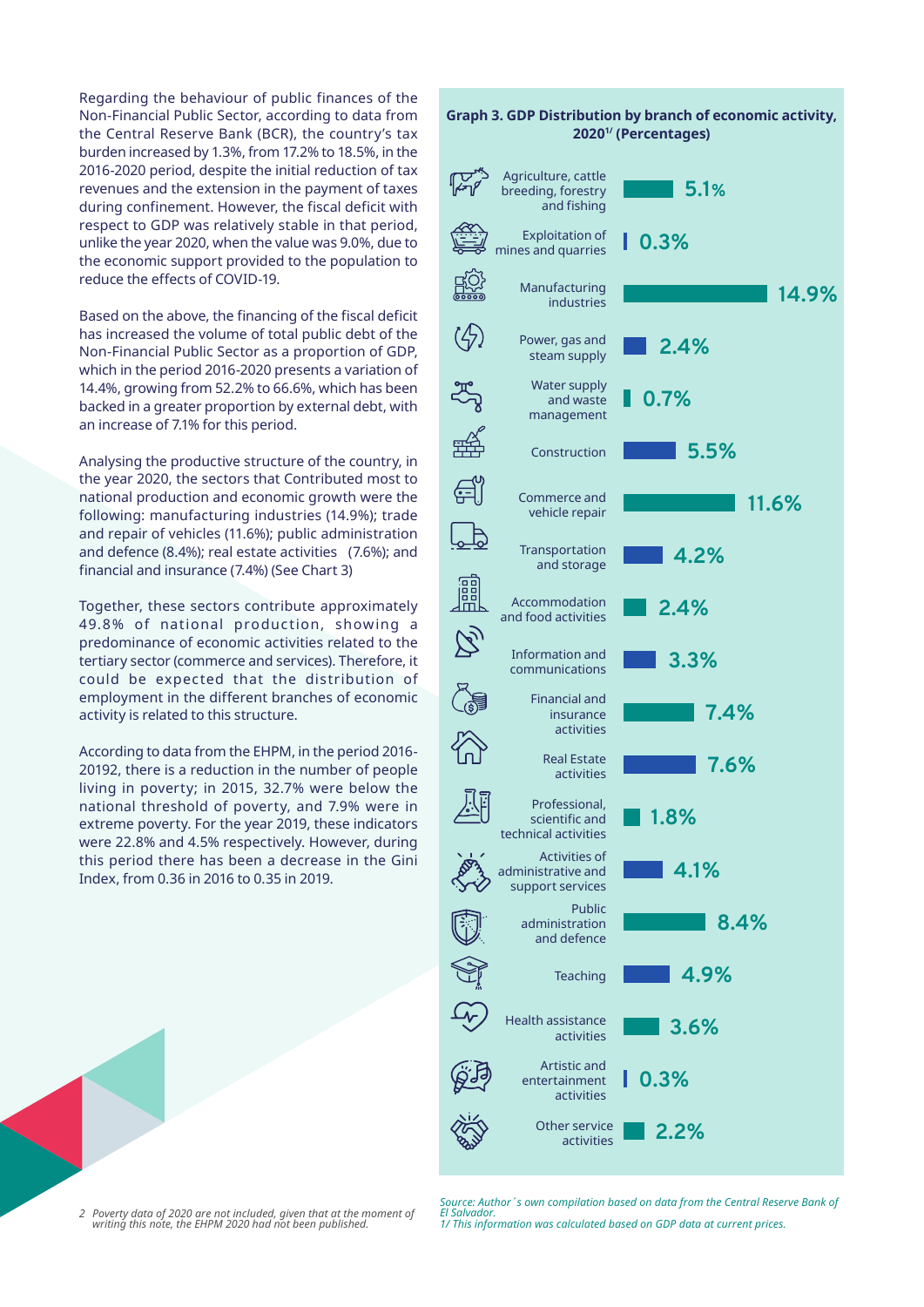Regarding the behaviour of public finances of the Non-Financial Public Sector, according to data from the Central Reserve Bank (BCR), the country's tax burden increased by 1.3%, from 17.2% to 18.5%, in the 2016-2020 period, despite the initial reduction of tax revenues and the extension in the payment of taxes during confinement. However, the fiscal deficit with respect to GDP was relatively stable in that period, unlike the year 2020, when the value was 9.0%, due to the economic support provided to the population to reduce the effects of COVID-19.

Based on the above, the financing of the fiscal deficit has increased the volume of total public debt of the Non-Financial Public Sector as a proportion of GDP, which in the period 2016-2020 presents a variation of 14.4%, growing from 52.2% to 66.6%, which has been backed in a greater proportion by external debt, with an increase of 7.1% for this period.

Analysing the productive structure of the country, in the year 2020, the sectors that Contributed most to national production and economic growth were the following: manufacturing industries (14.9%); trade and repair of vehicles (11.6%); public administration and defence (8.4%); real estate activities (7.6%); and financial and insurance (7.4%) (See Chart 3)

Together, these sectors contribute approximately 49.8% of national production, showing a predominance of economic activities related to the tertiary sector (commerce and services). Therefore, it could be expected that the distribution of employment in the different branches of economic activity is related to this structure.

According to data from the EHPM, in the period 2016-20192, there is a reduction in the number of people living in poverty; in 2015, 32.7% were below the national threshold of poverty, and 7.9% were in extreme poverty. For the year 2019, these indicators were 22.8% and 4.5% respectively. However, during this period there has been a decrease in the Gini Index, from 0.36 in 2016 to 0.35 in 2019.

**Graph 3. GDP Distribution by branch of economic activity, 2020[1/] (Percentages)**

| Branch of economic activity | % |
|---|---|
| Agriculture, cattle breeding, forestry and fishing | 5.1% |
| Exploitation of mines and quarries | 0.3% |
| Manufacturing industries | 14.9% |
| Power, gas and steam supply | 2.4% |
| Water supply and waste management | 0.7% |
| Construction | 5.5% |
| Commerce and vehicle repair | 11.6% |
| Transportation and storage | 4.2% |
| Accommodation and food activities | 2.4% |
| Information and communications | 3.3% |
| Financial and insurance activities | 7.4% |
| Real Estate activities | 7.6% |
| Professional, scientific and technical activities | 1.8% |
| Activities of administrative and support services | 4.1% |
| Public administration and defence | 8.4% |
| Teaching | 4.9% |
| Health assistance activities | 3.6% |
| Artistic and entertainment activities | 0.3% |
| Other service activities | 2.2% |

*Source: Author´s own compilation based on data from the Central Reserve Bank of El Salvador.*
*1/ This information was calculated based on GDP data at current prices.*

*2 Poverty data of 2020 are not included, given that at the moment of writing this note, the EHPM 2020 had not been published.*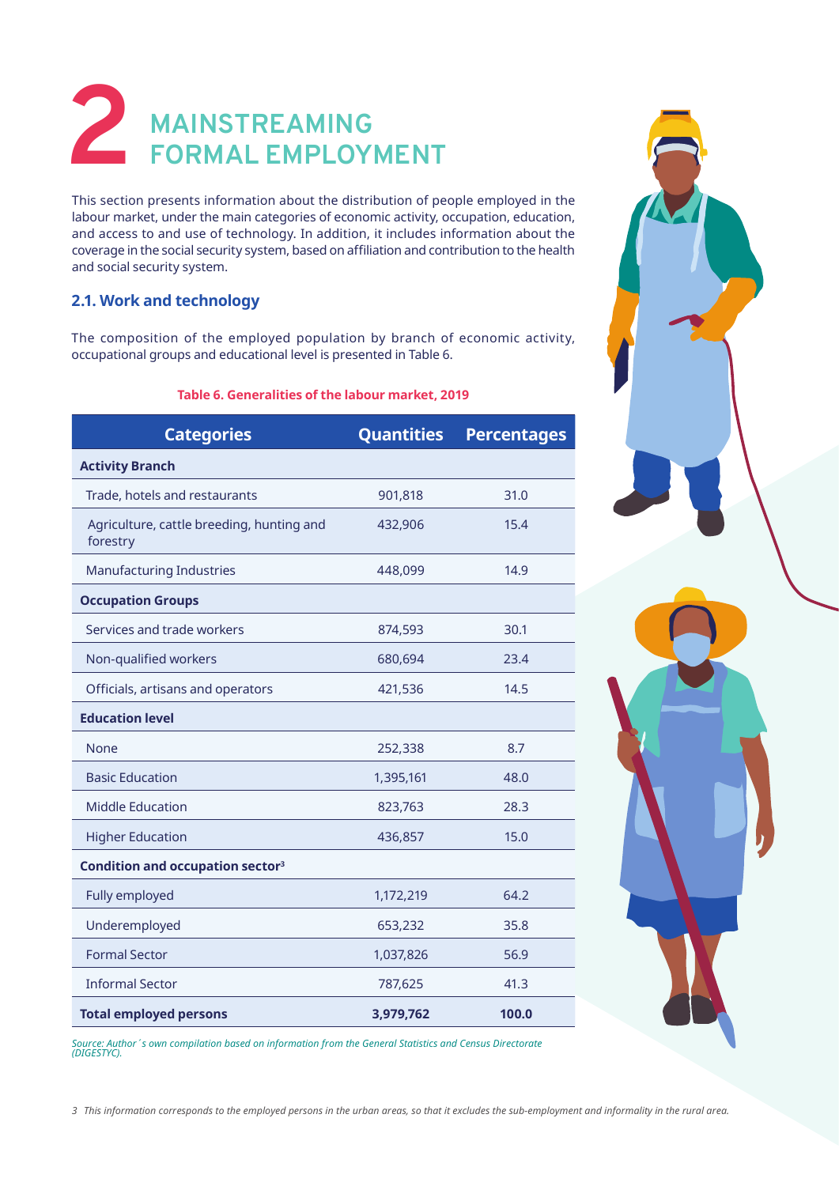# 2 MAINSTREAMING FORMAL EMPLOYMENT

This section presents information about the distribution of people employed in the labour market, under the main categories of economic activity, occupation, education, and access to and use of technology. In addition, it includes information about the coverage in the social security system, based on affiliation and contribution to the health and social security system.

## 2.1. Work and technology

The composition of the employed population by branch of economic activity, occupational groups and educational level is presented in Table 6.

**Table 6. Generalities of the labour market, 2019**

| Categories | Quantities | Percentages |
|---|---|---|
| **Activity Branch** | | |
| Trade, hotels and restaurants | 901,818 | 31.0 |
| Agriculture, cattle breeding, hunting and forestry | 432,906 | 15.4 |
| Manufacturing Industries | 448,099 | 14.9 |
| **Occupation Groups** | | |
| Services and trade workers | 874,593 | 30.1 |
| Non-qualified workers | 680,694 | 23.4 |
| Officials, artisans and operators | 421,536 | 14.5 |
| **Education level** | | |
| None | 252,338 | 8.7 |
| Basic Education | 1,395,161 | 48.0 |
| Middle Education | 823,763 | 28.3 |
| Higher Education | 436,857 | 15.0 |
| **Condition and occupation sector[3]** | | |
| Fully employed | 1,172,219 | 64.2 |
| Underemployed | 653,232 | 35.8 |
| Formal Sector | 1,037,826 | 56.9 |
| Informal Sector | 787,625 | 41.3 |
| **Total employed persons** | **3,979,762** | **100.0** |

*Source: Author´s own compilation based on information from the General Statistics and Census Directorate (DIGESTYC).*

*3 This information corresponds to the employed persons in the urban areas, so that it excludes the sub-employment and informality in the rural area.*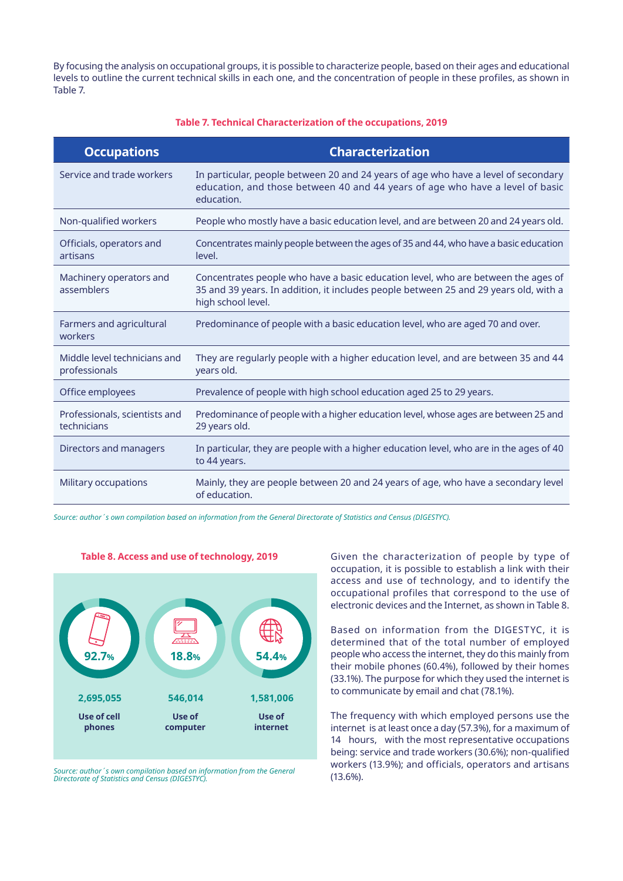By focusing the analysis on occupational groups, it is possible to characterize people, based on their ages and educational levels to outline the current technical skills in each one, and the concentration of people in these profiles, as shown in Table 7.

**Table 7. Technical Characterization of the occupations, 2019**

| Occupations | Characterization |
|---|---|
| Service and trade workers | In particular, people between 20 and 24 years of age who have a level of secondary education, and those between 40 and 44 years of age who have a level of basic education. |
| Non-qualified workers | People who mostly have a basic education level, and are between 20 and 24 years old. |
| Officials, operators and artisans | Concentrates mainly people between the ages of 35 and 44, who have a basic education level. |
| Machinery operators and assemblers | Concentrates people who have a basic education level, who are between the ages of 35 and 39 years. In addition, it includes people between 25 and 29 years old, with a high school level. |
| Farmers and agricultural workers | Predominance of people with a basic education level, who are aged 70 and over. |
| Middle level technicians and professionals | They are regularly people with a higher education level, and are between 35 and 44 years old. |
| Office employees | Prevalence of people with high school education aged 25 to 29 years. |
| Professionals, scientists and technicians | Predominance of people with a higher education level, whose ages are between 25 and 29 years old. |
| Directors and managers | In particular, they are people with a higher education level, who are in the ages of 40 to 44 years. |
| Military occupations | Mainly, they are people between 20 and 24 years of age, who have a secondary level of education. |

*Source: author´s own compilation based on information from the General Directorate of Statistics and Census (DIGESTYC).*

**Table 8. Access and use of technology, 2019**

| | Use of cell phones | Use of computer | Use of internet |
|---|---|---|---|
| % | 92.7% | 18.8% | 54.4% |
| Number | 2,695,055 | 546,014 | 1,581,006 |

*Source: author´s own compilation based on information from the General Directorate of Statistics and Census (DIGESTYC).*

Given the characterization of people by type of occupation, it is possible to establish a link with their access and use of technology, and to identify the occupational profiles that correspond to the use of electronic devices and the Internet, as shown in Table 8.

Based on information from the DIGESTYC, it is determined that of the total number of employed people who access the internet, they do this mainly from their mobile phones (60.4%), followed by their homes (33.1%). The purpose for which they used the internet is to communicate by email and chat (78.1%).

The frequency with which employed persons use the internet is at least once a day (57.3%), for a maximum of 14 hours, with the most representative occupations being: service and trade workers (30.6%); non-qualified workers (13.9%); and officials, operators and artisans (13.6%).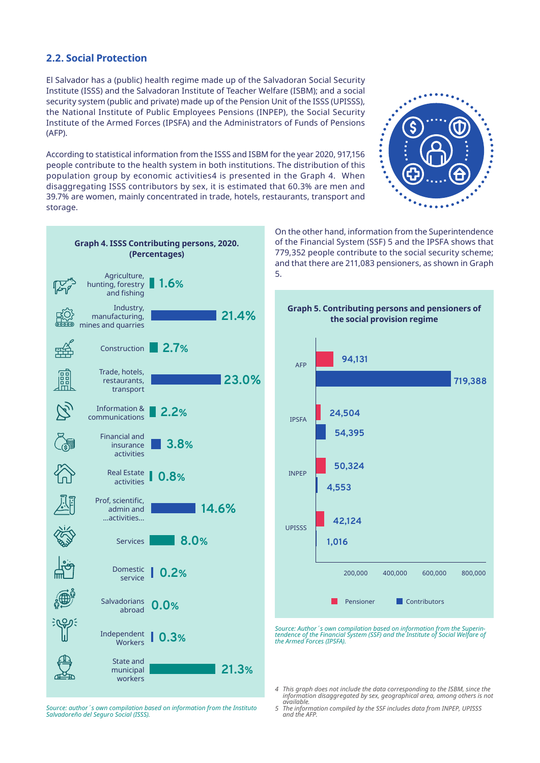## 2.2. Social Protection

El Salvador has a (public) health regime made up of the Salvadoran Social Security Institute (ISSS) and the Salvadoran Institute of Teacher Welfare (ISBM); and a social security system (public and private) made up of the Pension Unit of the ISSS (UPISSS), the National Institute of Public Employees Pensions (INPEP), the Social Security Institute of the Armed Forces (IPSFA) and the Administrators of Funds of Pensions (AFP).

According to statistical information from the ISSS and ISBM for the year 2020, 917,156 people contribute to the health system in both institutions. The distribution of this population group by economic activities[4] is presented in the Graph 4. When disaggregating ISSS contributors by sex, it is estimated that 60.3% are men and 39.7% are women, mainly concentrated in trade, hotels, restaurants, transport and storage.

**Graph 4. ISSS Contributing persons, 2020. (Percentages)**

| Economic activity | Percentage |
|---|---|
| Agriculture, hunting, forestry and fishing | 1.6% |
| Industry, manufacturing, mines and quarries | 21.4% |
| Construction | 2.7% |
| Trade, hotels, restaurants, transport | 23.0% |
| Information & communications | 2.2% |
| Financial and insurance activities | 3.8% |
| Real Estate activities | 0.8% |
| Prof, scientific, admin and ...activities... | 14.6% |
| Services | 8.0% |
| Domestic service | 0.2% |
| Salvadorians abroad | 0.0% |
| Independent Workers | 0.3% |
| State and municipal workers | 21.3% |

*Source: author´s own compilation based on information from the Instituto Salvadoreño del Seguro Social (ISSS).*

On the other hand, information from the Superintendence of the Financial System (SSF) [5] and the IPSFA shows that 779,352 people contribute to the social security scheme; and that there are 211,083 pensioners, as shown in Graph 5.

**Graph 5. Contributing persons and pensioners of the social provision regime**

| | Pensioner | Contributors |
|---|---|---|
| AFP | 94,131 | 719,388 |
| IPSFA | 24,504 | 54,395 |
| INPEP | 50,324 | 4,553 |
| UPISSS | 42,124 | 1,016 |

*Source: Author´s own compilation based on information from the Superintendence of the Financial System (SSF) and the Institute of Social Welfare of the Armed Forces (IPSFA).*

4 This graph does not include the data corresponding to the ISBM, since the information disaggregated by sex, geographical area, among others is not available.

5 The information compiled by the SSF includes data from INPEP, UPISSS and the AFP.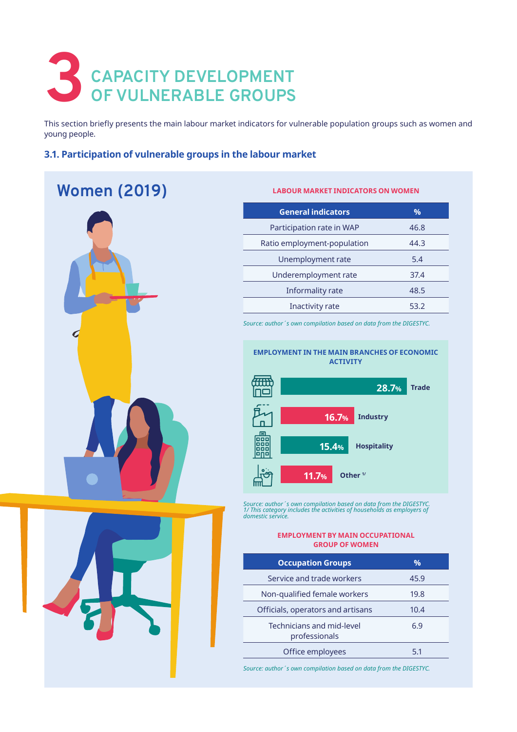# 3 CAPACITY DEVELOPMENT OF VULNERABLE GROUPS

This section briefly presents the main labour market indicators for vulnerable population groups such as women and young people.

### 3.1. Participation of vulnerable groups in the labour market

## Women (2019)

**LABOUR MARKET INDICATORS ON WOMEN**

| General indicators | % |
|---|---|
| Participation rate in WAP | 46.8 |
| Ratio employment-population | 44.3 |
| Unemployment rate | 5.4 |
| Underemployment rate | 37.4 |
| Informality rate | 48.5 |
| Inactivity rate | 53.2 |

*Source: author´s own compilation based on data from the DIGESTYC.*

**EMPLOYMENT IN THE MAIN BRANCHES OF ECONOMIC ACTIVITY**

| Branch | % |
|---|---|
| Trade | 28.7% |
| Industry | 16.7% |
| Hospitality | 15.4% |
| Other [1/] | 11.7% |

*Source: author´s own compilation based on data from the DIGESTYC.*
*1/ This category includes the activities of households as employers of domestic service.*

**EMPLOYMENT BY MAIN OCCUPATIONAL GROUP OF WOMEN**

| Occupation Groups | % |
|---|---|
| Service and trade workers | 45.9 |
| Non-qualified female workers | 19.8 |
| Officials, operators and artisans | 10.4 |
| Technicians and mid-level professionals | 6.9 |
| Office employees | 5.1 |

*Source: author´s own compilation based on data from the DIGESTYC.*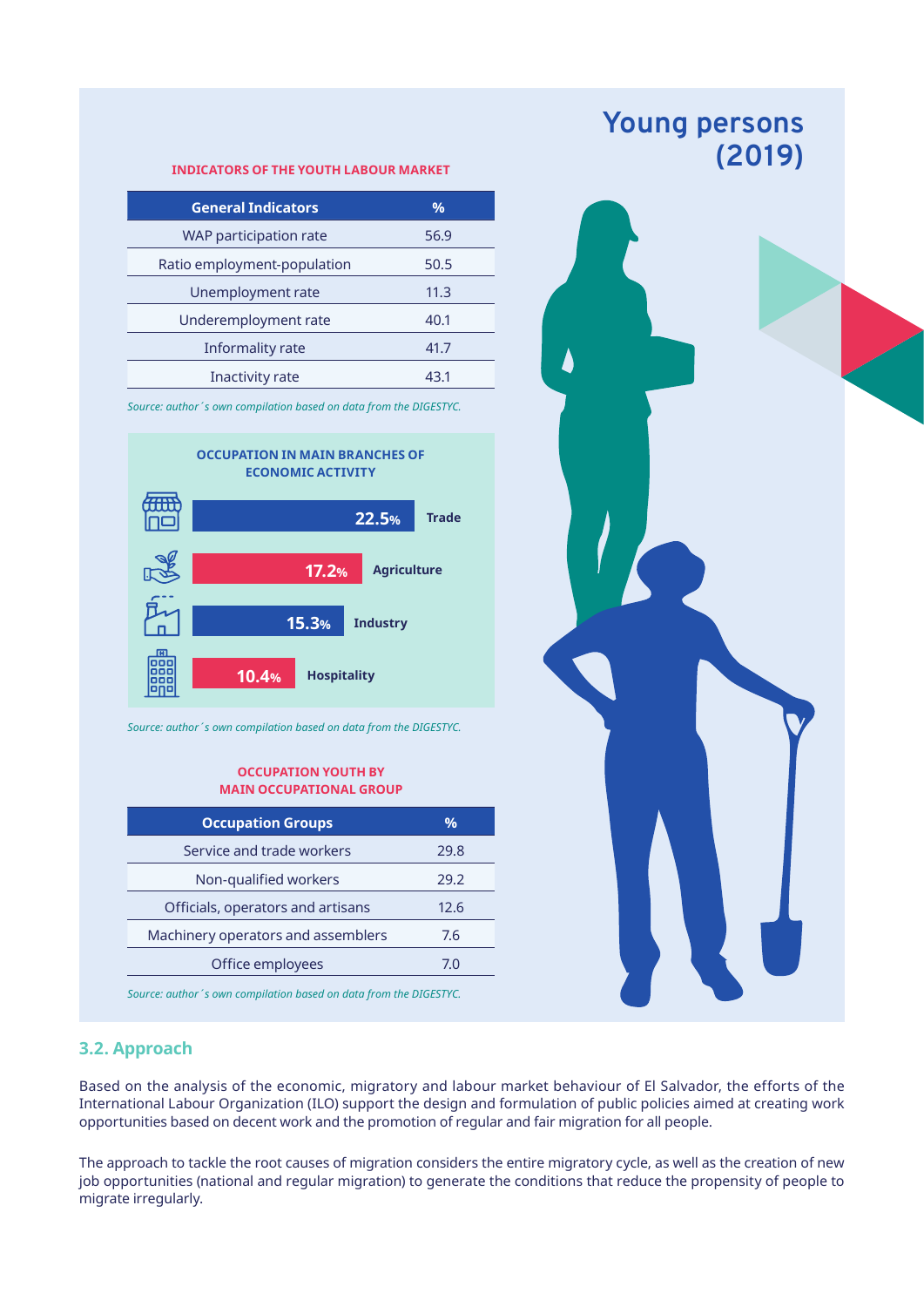## Young persons (2019)

**INDICATORS OF THE YOUTH LABOUR MARKET**

| General Indicators | % |
|---|---|
| WAP participation rate | 56.9 |
| Ratio employment-population | 50.5 |
| Unemployment rate | 11.3 |
| Underemployment rate | 40.1 |
| Informality rate | 41.7 |
| Inactivity rate | 43.1 |

*Source: author´s own compilation based on data from the DIGESTYC.*

**OCCUPATION IN MAIN BRANCHES OF ECONOMIC ACTIVITY**

| Branch | % |
|---|---|
| Trade | 22.5% |
| Agriculture | 17.2% |
| Industry | 15.3% |
| Hospitality | 10.4% |

*Source: author´s own compilation based on data from the DIGESTYC.*

**OCCUPATION YOUTH BY MAIN OCCUPATIONAL GROUP**

| Occupation Groups | % |
|---|---|
| Service and trade workers | 29.8 |
| Non-qualified workers | 29.2 |
| Officials, operators and artisans | 12.6 |
| Machinery operators and assemblers | 7.6 |
| Office employees | 7.0 |

*Source: author´s own compilation based on data from the DIGESTYC.*

### 3.2. Approach

Based on the analysis of the economic, migratory and labour market behaviour of El Salvador, the efforts of the International Labour Organization (ILO) support the design and formulation of public policies aimed at creating work opportunities based on decent work and the promotion of regular and fair migration for all people.

The approach to tackle the root causes of migration considers the entire migratory cycle, as well as the creation of new job opportunities (national and regular migration) to generate the conditions that reduce the propensity of people to migrate irregularly.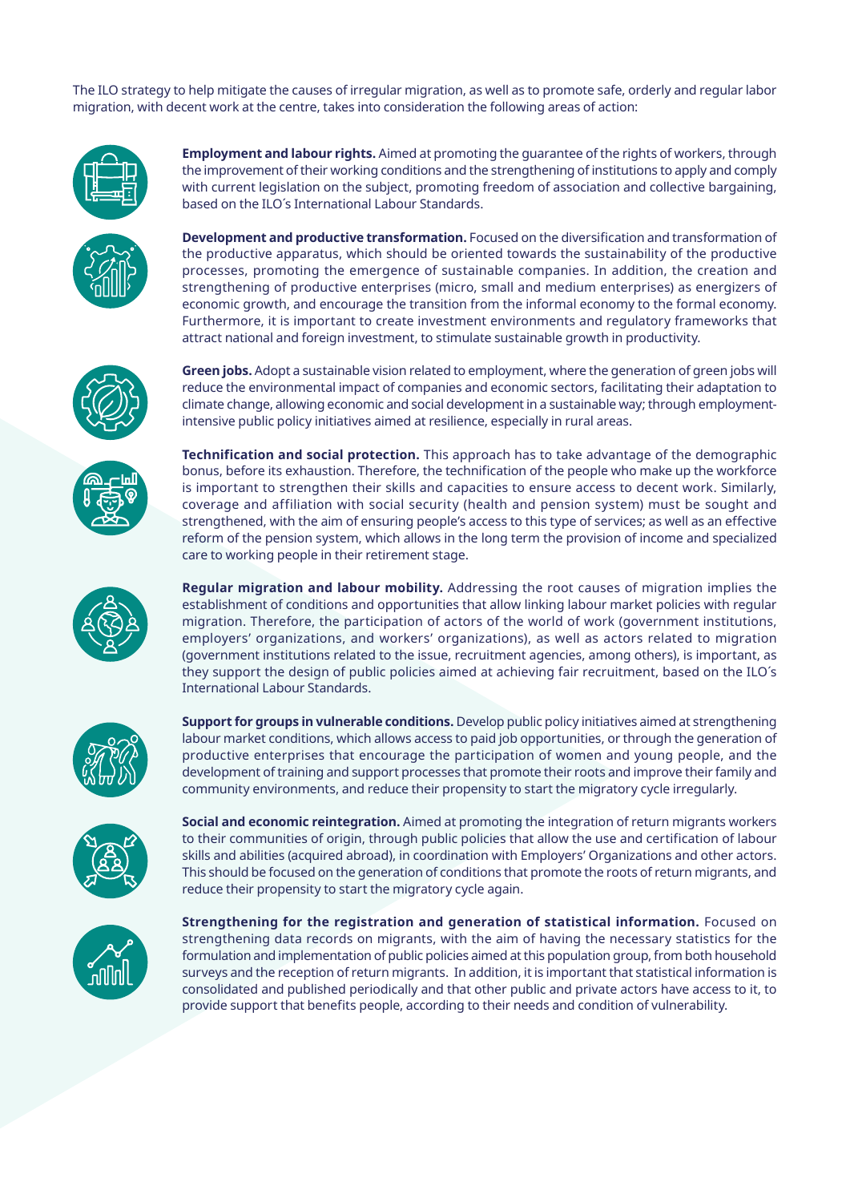The ILO strategy to help mitigate the causes of irregular migration, as well as to promote safe, orderly and regular labor migration, with decent work at the centre, takes into consideration the following areas of action:

**Employment and labour rights.** Aimed at promoting the guarantee of the rights of workers, through the improvement of their working conditions and the strengthening of institutions to apply and comply with current legislation on the subject, promoting freedom of association and collective bargaining, based on the ILO´s International Labour Standards.

**Development and productive transformation.** Focused on the diversification and transformation of the productive apparatus, which should be oriented towards the sustainability of the productive processes, promoting the emergence of sustainable companies. In addition, the creation and strengthening of productive enterprises (micro, small and medium enterprises) as energizers of economic growth, and encourage the transition from the informal economy to the formal economy. Furthermore, it is important to create investment environments and regulatory frameworks that attract national and foreign investment, to stimulate sustainable growth in productivity.

**Green jobs.** Adopt a sustainable vision related to employment, where the generation of green jobs will reduce the environmental impact of companies and economic sectors, facilitating their adaptation to climate change, allowing economic and social development in a sustainable way; through employment-intensive public policy initiatives aimed at resilience, especially in rural areas.

**Technification and social protection.** This approach has to take advantage of the demographic bonus, before its exhaustion. Therefore, the technification of the people who make up the workforce is important to strengthen their skills and capacities to ensure access to decent work. Similarly, coverage and affiliation with social security (health and pension system) must be sought and strengthened, with the aim of ensuring people's access to this type of services; as well as an effective reform of the pension system, which allows in the long term the provision of income and specialized care to working people in their retirement stage.

**Regular migration and labour mobility.** Addressing the root causes of migration implies the establishment of conditions and opportunities that allow linking labour market policies with regular migration. Therefore, the participation of actors of the world of work (government institutions, employers' organizations, and workers' organizations), as well as actors related to migration (government institutions related to the issue, recruitment agencies, among others), is important, as they support the design of public policies aimed at achieving fair recruitment, based on the ILO´s International Labour Standards.

**Support for groups in vulnerable conditions.** Develop public policy initiatives aimed at strengthening labour market conditions, which allows access to paid job opportunities, or through the generation of productive enterprises that encourage the participation of women and young people, and the development of training and support processes that promote their roots and improve their family and community environments, and reduce their propensity to start the migratory cycle irregularly.

**Social and economic reintegration.** Aimed at promoting the integration of return migrants workers to their communities of origin, through public policies that allow the use and certification of labour skills and abilities (acquired abroad), in coordination with Employers' Organizations and other actors. This should be focused on the generation of conditions that promote the roots of return migrants, and reduce their propensity to start the migratory cycle again.

**Strengthening for the registration and generation of statistical information.** Focused on strengthening data records on migrants, with the aim of having the necessary statistics for the formulation and implementation of public policies aimed at this population group, from both household surveys and the reception of return migrants. In addition, it is important that statistical information is consolidated and published periodically and that other public and private actors have access to it, to provide support that benefits people, according to their needs and condition of vulnerability.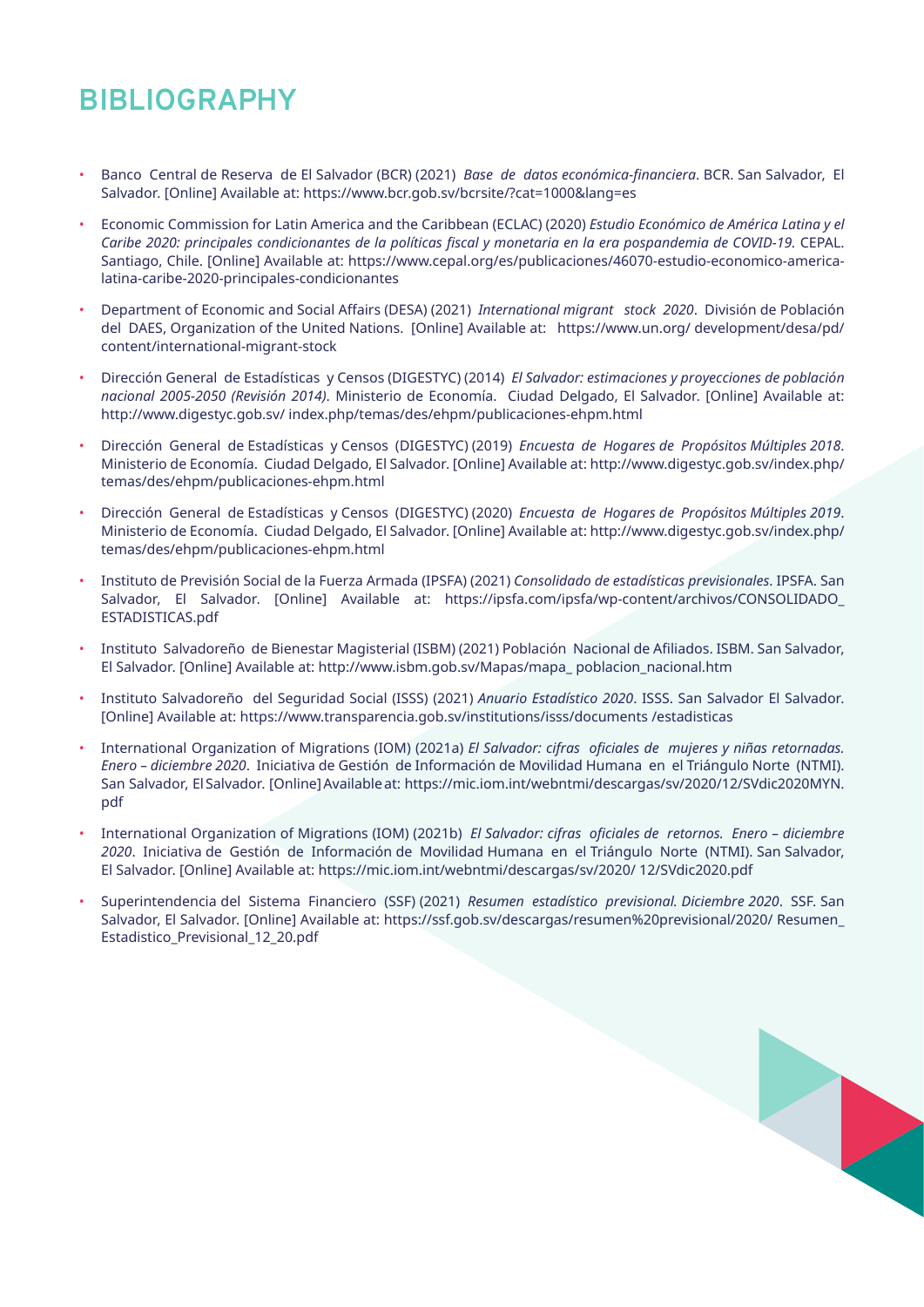# BIBLIOGRAPHY

- Banco Central de Reserva de El Salvador (BCR) (2021) *Base de datos económica-financiera*. BCR. San Salvador, El Salvador. [Online] Available at: https://www.bcr.gob.sv/bcrsite/?cat=1000&lang=es
- Economic Commission for Latin America and the Caribbean (ECLAC) (2020) *Estudio Económico de América Latina y el Caribe 2020: principales condicionantes de la políticas fiscal y monetaria en la era pospandemia de COVID-19.* CEPAL. Santiago, Chile. [Online] Available at: https://www.cepal.org/es/publicaciones/46070-estudio-economico-america-latina-caribe-2020-principales-condicionantes
- Department of Economic and Social Affairs (DESA) (2021) *International migrant stock 2020*. División de Población del DAES, Organization of the United Nations. [Online] Available at: https://www.un.org/ development/desa/pd/ content/international-migrant-stock
- Dirección General de Estadísticas y Censos (DIGESTYC) (2014) *El Salvador: estimaciones y proyecciones de población nacional 2005-2050 (Revisión 2014)*. Ministerio de Economía. Ciudad Delgado, El Salvador. [Online] Available at: http://www.digestyc.gob.sv/ index.php/temas/des/ehpm/publicaciones-ehpm.html
- Dirección General de Estadísticas y Censos (DIGESTYC) (2019) *Encuesta de Hogares de Propósitos Múltiples 2018.* Ministerio de Economía. Ciudad Delgado, El Salvador. [Online] Available at: http://www.digestyc.gob.sv/index.php/ temas/des/ehpm/publicaciones-ehpm.html
- Dirección General de Estadísticas y Censos (DIGESTYC) (2020) *Encuesta de Hogares de Propósitos Múltiples 2019*. Ministerio de Economía. Ciudad Delgado, El Salvador. [Online] Available at: http://www.digestyc.gob.sv/index.php/ temas/des/ehpm/publicaciones-ehpm.html
- Instituto de Previsión Social de la Fuerza Armada (IPSFA) (2021) *Consolidado de estadísticas previsionales*. IPSFA. San Salvador, El Salvador. [Online] Available at: https://ipsfa.com/ipsfa/wp-content/archivos/CONSOLIDADO_ ESTADISTICAS.pdf
- Instituto Salvadoreño de Bienestar Magisterial (ISBM) (2021) Población Nacional de Afiliados. ISBM. San Salvador, El Salvador. [Online] Available at: http://www.isbm.gob.sv/Mapas/mapa_ poblacion_nacional.htm
- Instituto Salvadoreño del Seguridad Social (ISSS) (2021) *Anuario Estadístico 2020*. ISSS. San Salvador El Salvador. [Online] Available at: https://www.transparencia.gob.sv/institutions/isss/documents /estadisticas
- International Organization of Migrations (IOM) (2021a) *El Salvador: cifras oficiales de mujeres y niñas retornadas. Enero – diciembre 2020*. Iniciativa de Gestión de Información de Movilidad Humana en el Triángulo Norte (NTMI). San Salvador, El Salvador. [Online] Available at: https://mic.iom.int/webntmi/descargas/sv/2020/12/SVdic2020MYN. pdf
- International Organization of Migrations (IOM) (2021b) *El Salvador: cifras oficiales de retornos. Enero – diciembre 2020*. Iniciativa de Gestión de Información de Movilidad Humana en el Triángulo Norte (NTMI). San Salvador, El Salvador. [Online] Available at: https://mic.iom.int/webntmi/descargas/sv/2020/ 12/SVdic2020.pdf
- Superintendencia del Sistema Financiero (SSF) (2021) *Resumen estadístico previsional. Diciembre 2020*. SSF. San Salvador, El Salvador. [Online] Available at: https://ssf.gob.sv/descargas/resumen%20previsional/2020/ Resumen_ Estadistico_Previsional_12_20.pdf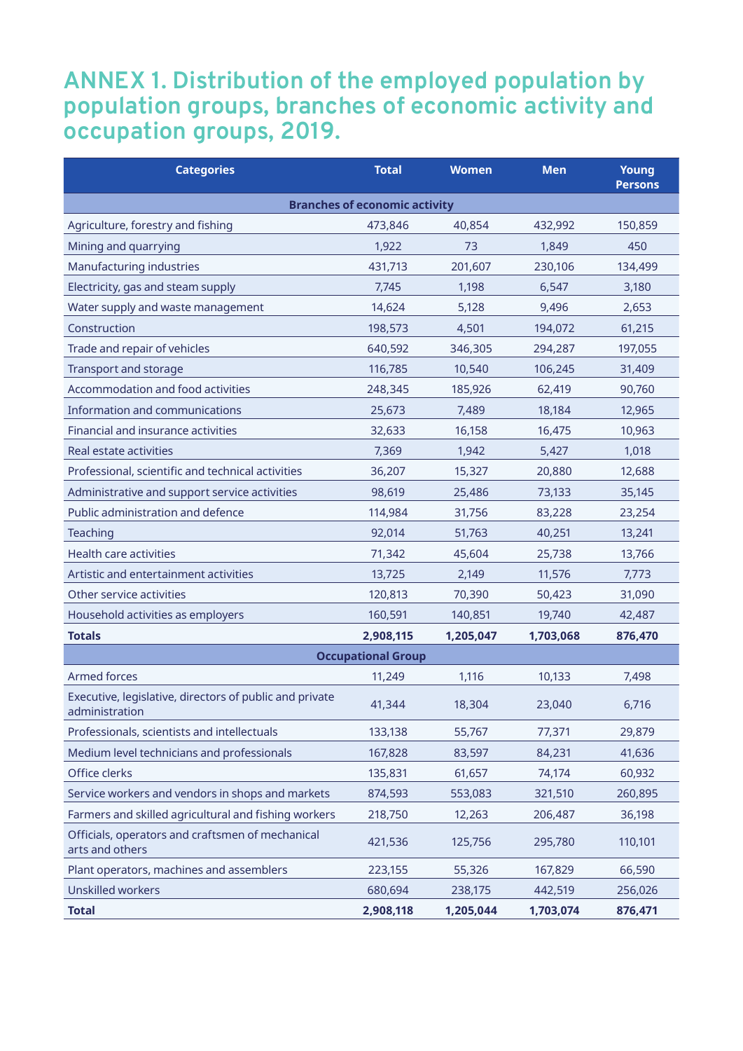# ANNEX 1. Distribution of the employed population by population groups, branches of economic activity and occupation groups, 2019.

| Categories | Total | Women | Men | Young Persons |
|---|---|---|---|---|
| **Branches of economic activity** | | | | |
| Agriculture, forestry and fishing | 473,846 | 40,854 | 432,992 | 150,859 |
| Mining and quarrying | 1,922 | 73 | 1,849 | 450 |
| Manufacturing industries | 431,713 | 201,607 | 230,106 | 134,499 |
| Electricity, gas and steam supply | 7,745 | 1,198 | 6,547 | 3,180 |
| Water supply and waste management | 14,624 | 5,128 | 9,496 | 2,653 |
| Construction | 198,573 | 4,501 | 194,072 | 61,215 |
| Trade and repair of vehicles | 640,592 | 346,305 | 294,287 | 197,055 |
| Transport and storage | 116,785 | 10,540 | 106,245 | 31,409 |
| Accommodation and food activities | 248,345 | 185,926 | 62,419 | 90,760 |
| Information and communications | 25,673 | 7,489 | 18,184 | 12,965 |
| Financial and insurance activities | 32,633 | 16,158 | 16,475 | 10,963 |
| Real estate activities | 7,369 | 1,942 | 5,427 | 1,018 |
| Professional, scientific and technical activities | 36,207 | 15,327 | 20,880 | 12,688 |
| Administrative and support service activities | 98,619 | 25,486 | 73,133 | 35,145 |
| Public administration and defence | 114,984 | 31,756 | 83,228 | 23,254 |
| Teaching | 92,014 | 51,763 | 40,251 | 13,241 |
| Health care activities | 71,342 | 45,604 | 25,738 | 13,766 |
| Artistic and entertainment activities | 13,725 | 2,149 | 11,576 | 7,773 |
| Other service activities | 120,813 | 70,390 | 50,423 | 31,090 |
| Household activities as employers | 160,591 | 140,851 | 19,740 | 42,487 |
| **Totals** | **2,908,115** | **1,205,047** | **1,703,068** | **876,470** |
| **Occupational Group** | | | | |
| Armed forces | 11,249 | 1,116 | 10,133 | 7,498 |
| Executive, legislative, directors of public and private administration | 41,344 | 18,304 | 23,040 | 6,716 |
| Professionals, scientists and intellectuals | 133,138 | 55,767 | 77,371 | 29,879 |
| Medium level technicians and professionals | 167,828 | 83,597 | 84,231 | 41,636 |
| Office clerks | 135,831 | 61,657 | 74,174 | 60,932 |
| Service workers and vendors in shops and markets | 874,593 | 553,083 | 321,510 | 260,895 |
| Farmers and skilled agricultural and fishing workers | 218,750 | 12,263 | 206,487 | 36,198 |
| Officials, operators and craftsmen of mechanical arts and others | 421,536 | 125,756 | 295,780 | 110,101 |
| Plant operators, machines and assemblers | 223,155 | 55,326 | 167,829 | 66,590 |
| Unskilled workers | 680,694 | 238,175 | 442,519 | 256,026 |
| **Total** | **2,908,118** | **1,205,044** | **1,703,074** | **876,471** |